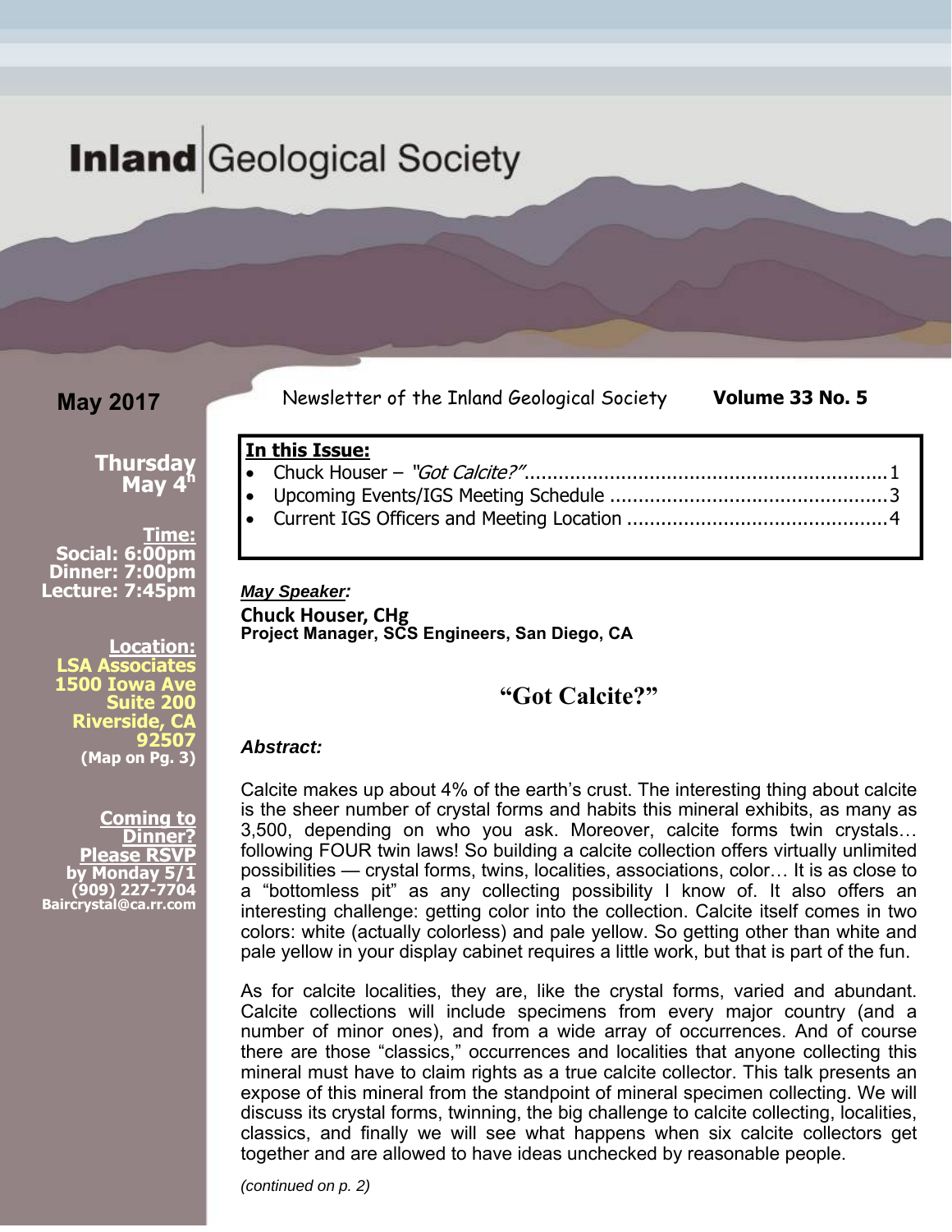# Inland Geological Society

**May 2017**

Newsletter of the Inland Geological Society **Volume 33 No. 5**

**Thursday May 4th**

**Time:**
**Social: 6:00pm**
**Dinner: 7:00pm**
**Lecture: 7:45pm**

**Location:**
**LSA Associates**
**1500 Iowa Ave**
**Suite 200**
**Riverside, CA**
**92507**
**(Map on Pg. 3)**

**Coming to Dinner?**
**Please RSVP**
**by Monday 5/1**
**(909) 227-7704**
**Baircrystal@ca.rr.com**

**In this Issue:**

- Chuck Houser – *"Got Calcite?"*............1
- Upcoming Events/IGS Meeting Schedule............3
- Current IGS Officers and Meeting Location............4

***May Speaker:***

**Chuck Houser, CHg**
**Project Manager, SCS Engineers, San Diego, CA**

## "Got Calcite?"

***Abstract:***

Calcite makes up about 4% of the earth's crust. The interesting thing about calcite is the sheer number of crystal forms and habits this mineral exhibits, as many as 3,500, depending on who you ask. Moreover, calcite forms twin crystals… following FOUR twin laws! So building a calcite collection offers virtually unlimited possibilities — crystal forms, twins, localities, associations, color… It is as close to a "bottomless pit" as any collecting possibility I know of. It also offers an interesting challenge: getting color into the collection. Calcite itself comes in two colors: white (actually colorless) and pale yellow. So getting other than white and pale yellow in your display cabinet requires a little work, but that is part of the fun.

As for calcite localities, they are, like the crystal forms, varied and abundant. Calcite collections will include specimens from every major country (and a number of minor ones), and from a wide array of occurrences. And of course there are those "classics," occurrences and localities that anyone collecting this mineral must have to claim rights as a true calcite collector. This talk presents an expose of this mineral from the standpoint of mineral specimen collecting. We will discuss its crystal forms, twinning, the big challenge to calcite collecting, localities, classics, and finally we will see what happens when six calcite collectors get together and are allowed to have ideas unchecked by reasonable people.

*(continued on p. 2)*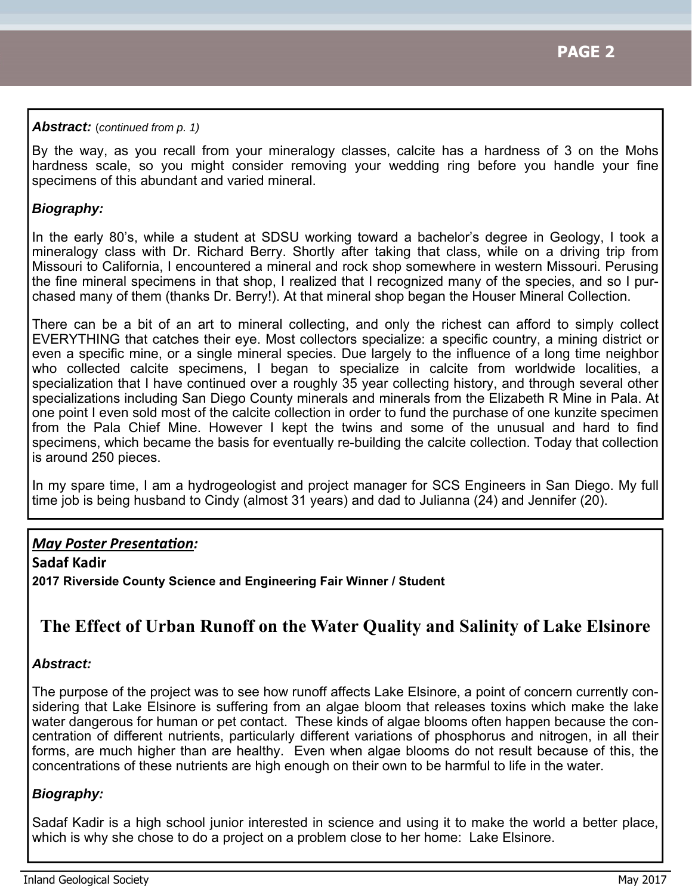***Abstract:*** (*continued from p. 1)*

By the way, as you recall from your mineralogy classes, calcite has a hardness of 3 on the Mohs hardness scale, so you might consider removing your wedding ring before you handle your fine specimens of this abundant and varied mineral.

***Biography:***

In the early 80's, while a student at SDSU working toward a bachelor's degree in Geology, I took a mineralogy class with Dr. Richard Berry. Shortly after taking that class, while on a driving trip from Missouri to California, I encountered a mineral and rock shop somewhere in western Missouri. Perusing the fine mineral specimens in that shop, I realized that I recognized many of the species, and so I purchased many of them (thanks Dr. Berry!). At that mineral shop began the Houser Mineral Collection.

There can be a bit of an art to mineral collecting, and only the richest can afford to simply collect EVERYTHING that catches their eye. Most collectors specialize: a specific country, a mining district or even a specific mine, or a single mineral species. Due largely to the influence of a long time neighbor who collected calcite specimens, I began to specialize in calcite from worldwide localities, a specialization that I have continued over a roughly 35 year collecting history, and through several other specializations including San Diego County minerals and minerals from the Elizabeth R Mine in Pala. At one point I even sold most of the calcite collection in order to fund the purchase of one kunzite specimen from the Pala Chief Mine. However I kept the twins and some of the unusual and hard to find specimens, which became the basis for eventually re-building the calcite collection. Today that collection is around 250 pieces.

In my spare time, I am a hydrogeologist and project manager for SCS Engineers in San Diego. My full time job is being husband to Cindy (almost 31 years) and dad to Julianna (24) and Jennifer (20).

***May Poster Presentation:***

**Sadaf Kadir**

**2017 Riverside County Science and Engineering Fair Winner / Student**

## The Effect of Urban Runoff on the Water Quality and Salinity of Lake Elsinore

***Abstract:***

The purpose of the project was to see how runoff affects Lake Elsinore, a point of concern currently considering that Lake Elsinore is suffering from an algae bloom that releases toxins which make the lake water dangerous for human or pet contact. These kinds of algae blooms often happen because the concentration of different nutrients, particularly different variations of phosphorus and nitrogen, in all their forms, are much higher than are healthy. Even when algae blooms do not result because of this, the concentrations of these nutrients are high enough on their own to be harmful to life in the water.

***Biography:***

Sadaf Kadir is a high school junior interested in science and using it to make the world a better place, which is why she chose to do a project on a problem close to her home: Lake Elsinore.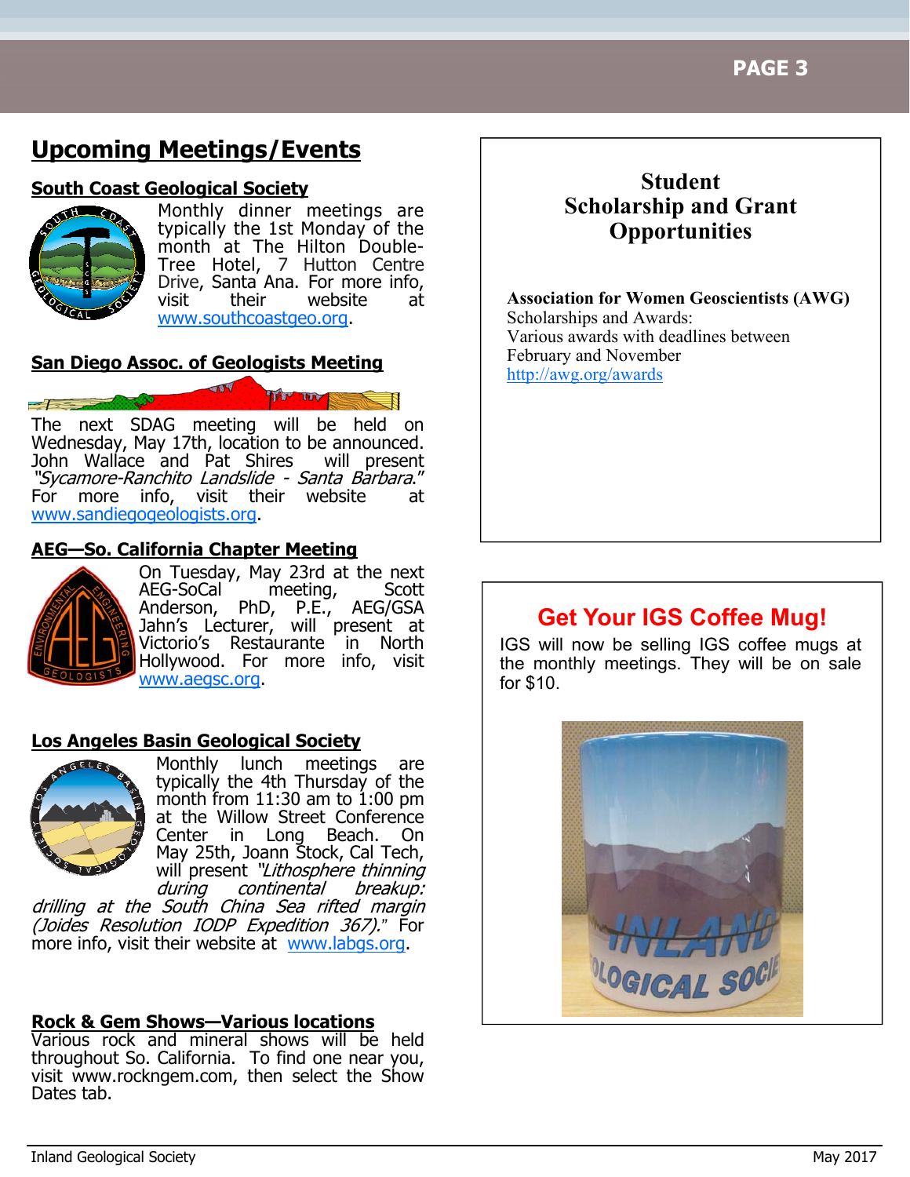# Upcoming Meetings/Events

## South Coast Geological Society

Monthly dinner meetings are typically the 1st Monday of the month at The Hilton Double-Tree Hotel, 7 Hutton Centre Drive, Santa Ana. For more info, visit their website at www.southcoastgeo.org.

## San Diego Assoc. of Geologists Meeting

The next SDAG meeting will be held on Wednesday, May 17th, location to be announced. John Wallace and Pat Shires will present *"Sycamore-Ranchito Landslide - Santa Barbara."* For more info, visit their website at www.sandiegogeologists.org.

## AEG—So. California Chapter Meeting

On Tuesday, May 23rd at the next AEG-SoCal meeting, Scott Anderson, PhD, P.E., AEG/GSA Jahn's Lecturer, will present at Victorio's Restaurante in North Hollywood. For more info, visit www.aegsc.org.

## Los Angeles Basin Geological Society

Monthly lunch meetings are typically the 4th Thursday of the month from 11:30 am to 1:00 pm at the Willow Street Conference Center in Long Beach. On May 25th, Joann Stock, Cal Tech, will present *"Lithosphere thinning during continental breakup: drilling at the South China Sea rifted margin (Joides Resolution IODP Expedition 367)."* For more info, visit their website at www.labgs.org.

## Rock & Gem Shows—Various locations

Various rock and mineral shows will be held throughout So. California. To find one near you, visit www.rockngem.com, then select the Show Dates tab.

## Student Scholarship and Grant Opportunities

**Association for Women Geoscientists (AWG)**
Scholarships and Awards:
Various awards with deadlines between February and November
http://awg.org/awards

## Get Your IGS Coffee Mug!

IGS will now be selling IGS coffee mugs at the monthly meetings. They will be on sale for $10.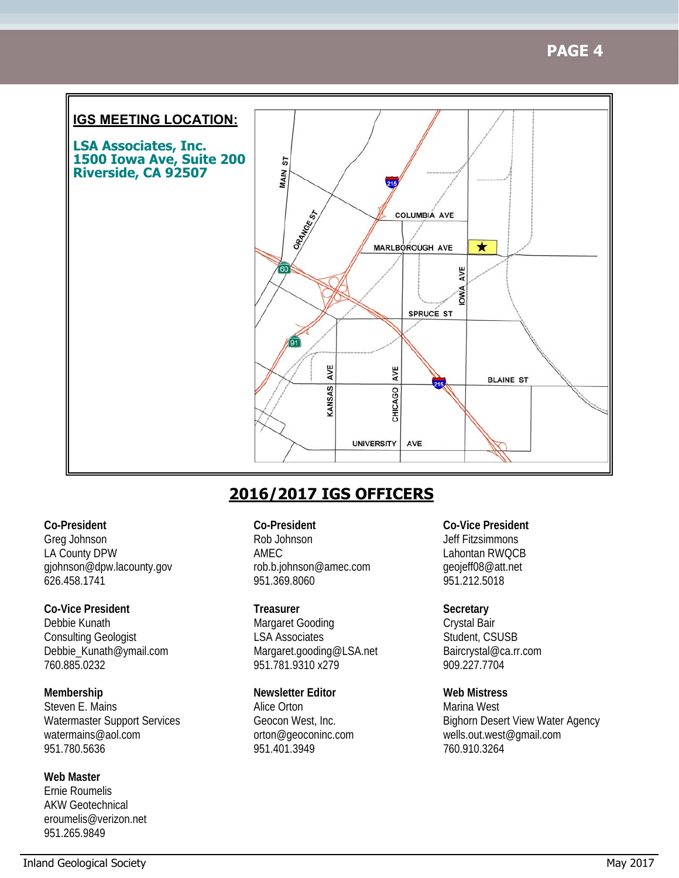## IGS MEETING LOCATION:

**LSA Associates, Inc.**
**1500 Iowa Ave, Suite 200**
**Riverside, CA 92507**

MAIN ST
ORANGE ST
215
COLUMBIA AVE
MARLBOROUGH AVE
60
IOWA AVE
SPRUCE ST
91
KANSAS AVE
CHICAGO AVE
215
BLAINE ST
UNIVERSITY AVE

## 2016/2017 IGS OFFICERS

**Co-President**
Greg Johnson
LA County DPW
gjohnson@dpw.lacounty.gov
626.458.1741

**Co-President**
Rob Johnson
AMEC
rob.b.johnson@amec.com
951.369.8060

**Co-Vice President**
Jeff Fitzsimmons
Lahontan RWQCB
geojeff08@att.net
951.212.5018

**Co-Vice President**
Debbie Kunath
Consulting Geologist
Debbie_Kunath@ymail.com
760.885.0232

**Treasurer**
Margaret Gooding
LSA Associates
Margaret.gooding@LSA.net
951.781.9310 x279

**Secretary**
Crystal Bair
Student, CSUSB
Baircrystal@ca.rr.com
909.227.7704

**Membership**
Steven E. Mains
Watermaster Support Services
watermains@aol.com
951.780.5636

**Newsletter Editor**
Alice Orton
Geocon West, Inc.
orton@geoconinc.com
951.401.3949

**Web Mistress**
Marina West
Bighorn Desert View Water Agency
wells.out.west@gmail.com
760.910.3264

**Web Master**
Ernie Roumelis
AKW Geotechnical
eroumelis@verizon.net
951.265.9849